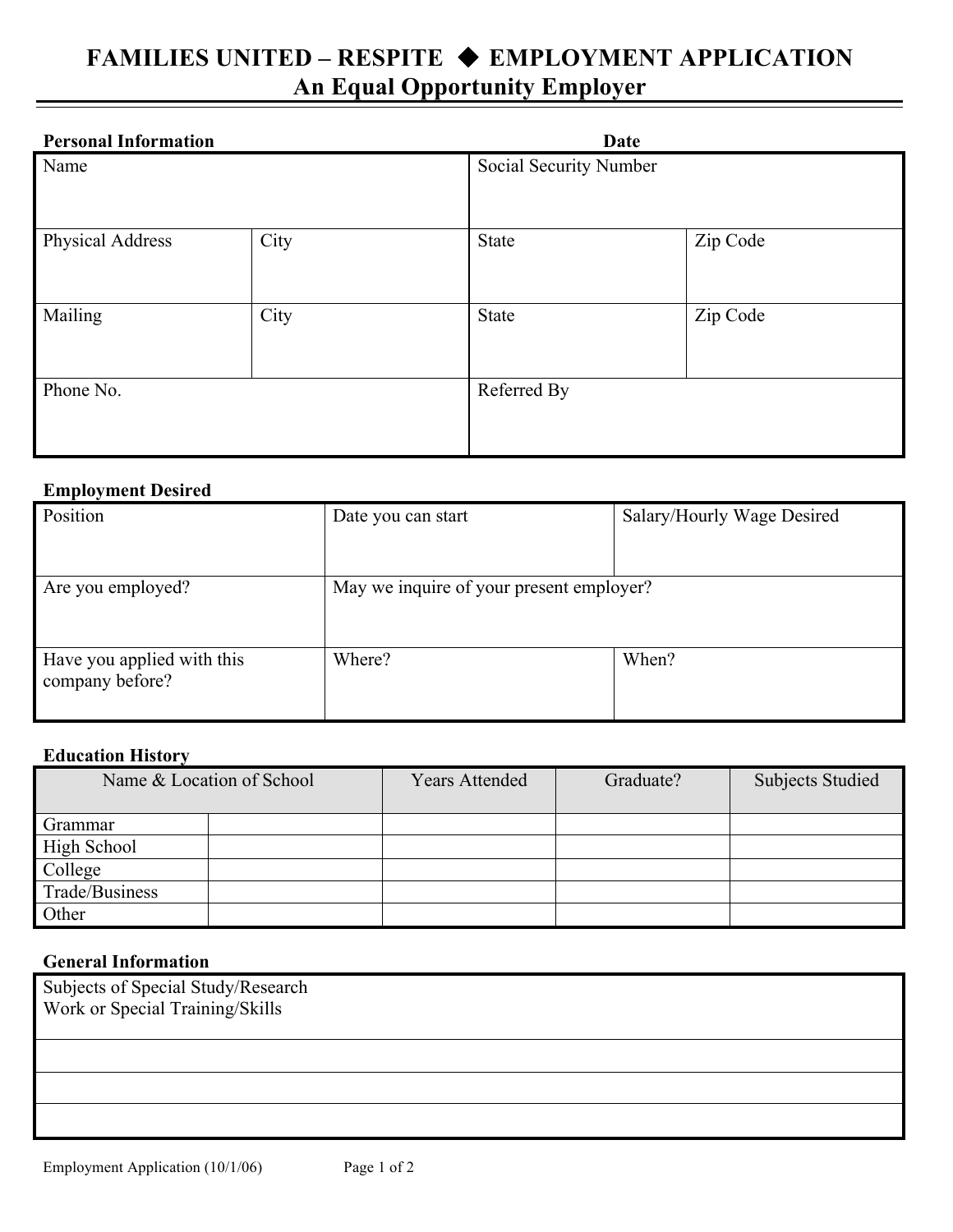# FAMILIES UNITED – RESPITE ◆ EMPLOYMENT APPLICATION

## An Equal Opportunity Employer

**Personal Information** **Date**

| Name | | Social Security Number | |
|---|---|---|---|
| Physical Address | City | State | Zip Code |
| Mailing | City | State | Zip Code |
| Phone No. | | Referred By | |

**Employment Desired**

| Position | Date you can start | Salary/Hourly Wage Desired |
|---|---|---|
| Are you employed? | May we inquire of your present employer? | |
| Have you applied with this company before? | Where? | When? |

**Education History**

| Name & Location of School | | Years Attended | Graduate? | Subjects Studied |
|---|---|---|---|---|
| Grammar | | | | |
| High School | | | | |
| College | | | | |
| Trade/Business | | | | |
| Other | | | | |

**General Information**

| Subjects of Special Study/Research<br>Work or Special Training/Skills |
|---|
| |
| |
| |

Employment Application (10/1/06)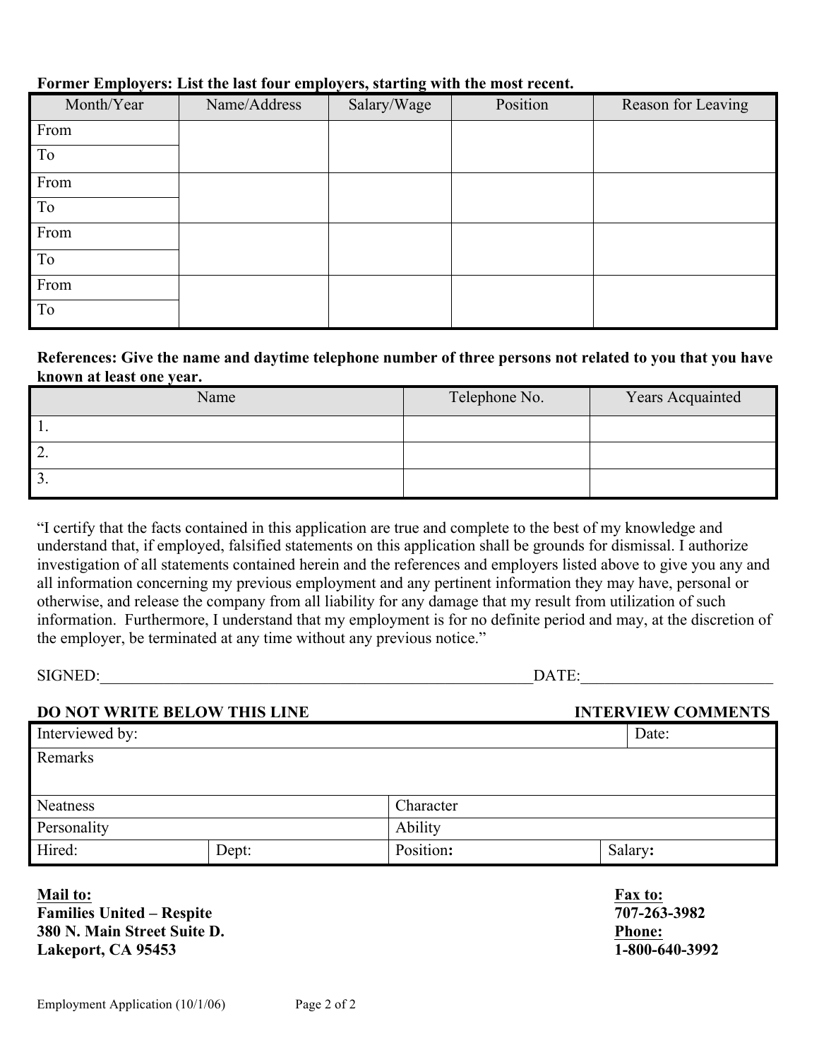**Former Employers: List the last four employers, starting with the most recent.**

| Month/Year | Name/Address | Salary/Wage | Position | Reason for Leaving |
|---|---|---|---|---|
| From | | | | |
| To | | | | |
| From | | | | |
| To | | | | |
| From | | | | |
| To | | | | |
| From | | | | |
| To | | | | |

**References: Give the name and daytime telephone number of three persons not related to you that you have known at least one year.**

| Name | Telephone No. | Years Acquainted |
|---|---|---|
| 1. | | |
| 2. | | |
| 3. | | |

"I certify that the facts contained in this application are true and complete to the best of my knowledge and understand that, if employed, falsified statements on this application shall be grounds for dismissal. I authorize investigation of all statements contained herein and the references and employers listed above to give you any and all information concerning my previous employment and any pertinent information they may have, personal or otherwise, and release the company from all liability for any damage that my result from utilization of such information. Furthermore, I understand that my employment is for no definite period and may, at the discretion of the employer, be terminated at any time without any previous notice."

SIGNED:\_\_\_\_\_\_\_\_\_\_\_\_\_\_\_\_\_\_\_\_\_\_\_\_\_\_\_\_\_\_\_\_\_\_\_\_\_\_\_\_\_\_\_\_\_\_\_\_ DATE:\_\_\_\_\_\_\_\_\_\_\_\_\_\_\_\_\_\_\_\_

**DO NOT WRITE BELOW THIS LINE** **INTERVIEW COMMENTS**

| | | | |
|---|---|---|---|
| Interviewed by: | | | Date: |
| Remarks | | | |
| Neatness | | Character | |
| Personality | | Ability | |
| Hired: | Dept: | Position: | Salary: |

**Mail to:**
**Families United – Respite**
**380 N. Main Street Suite D.**
**Lakeport, CA 95453**

**Fax to:**
**707-263-3982**
**Phone:**
**1-800-640-3992**

Employment Application (10/1/06)